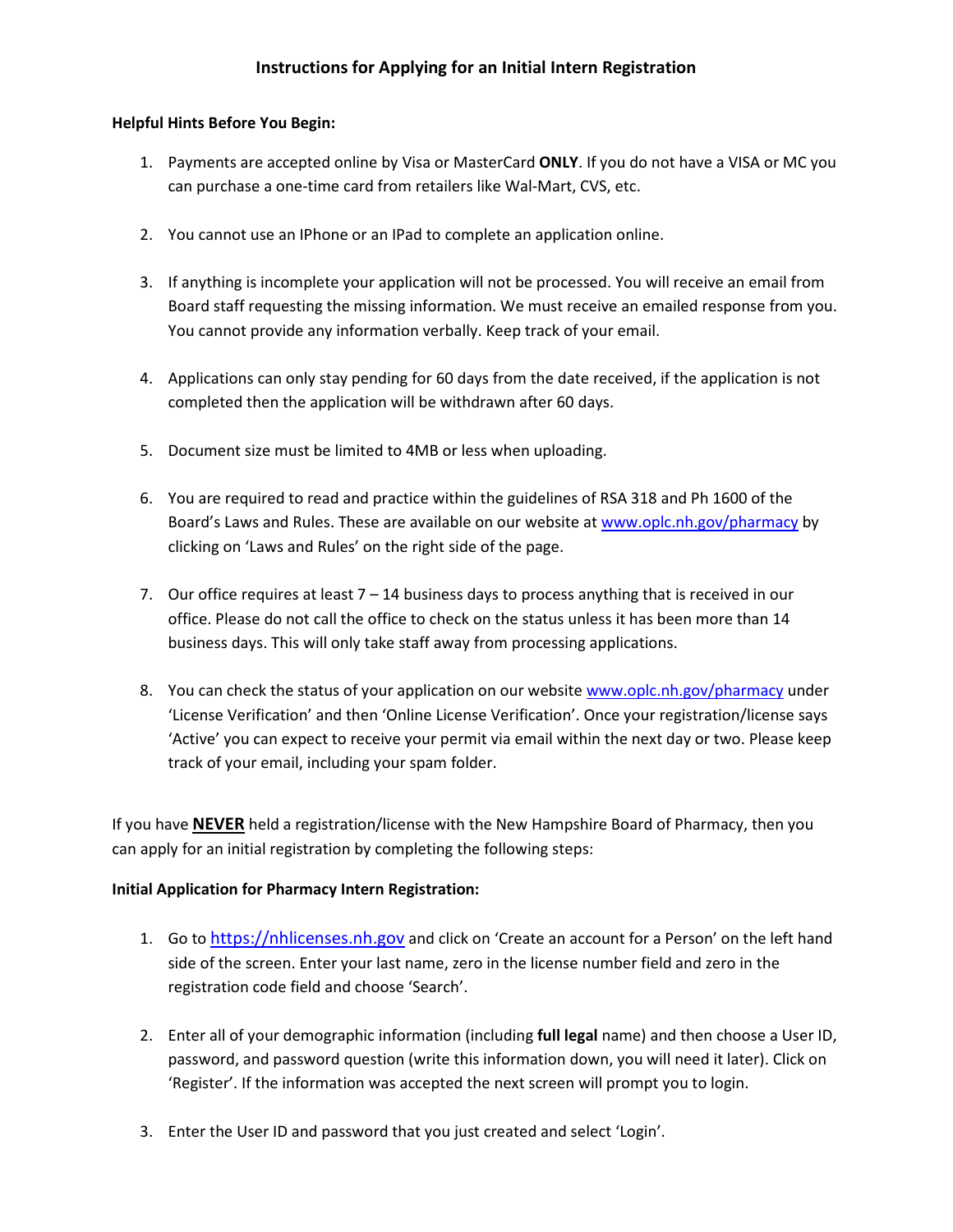# Instructions for Applying for an Initial Intern Registration

**Helpful Hints Before You Begin:**

1. Payments are accepted online by Visa or MasterCard **ONLY**. If you do not have a VISA or MC you can purchase a one-time card from retailers like Wal-Mart, CVS, etc.

2. You cannot use an IPhone or an IPad to complete an application online.

3. If anything is incomplete your application will not be processed. You will receive an email from Board staff requesting the missing information. We must receive an emailed response from you. You cannot provide any information verbally. Keep track of your email.

4. Applications can only stay pending for 60 days from the date received, if the application is not completed then the application will be withdrawn after 60 days.

5. Document size must be limited to 4MB or less when uploading.

6. You are required to read and practice within the guidelines of RSA 318 and Ph 1600 of the Board's Laws and Rules. These are available on our website at www.oplc.nh.gov/pharmacy by clicking on 'Laws and Rules' on the right side of the page.

7. Our office requires at least 7 – 14 business days to process anything that is received in our office. Please do not call the office to check on the status unless it has been more than 14 business days. This will only take staff away from processing applications.

8. You can check the status of your application on our website www.oplc.nh.gov/pharmacy under 'License Verification' and then 'Online License Verification'. Once your registration/license says 'Active' you can expect to receive your permit via email within the next day or two. Please keep track of your email, including your spam folder.

If you have **NEVER** held a registration/license with the New Hampshire Board of Pharmacy, then you can apply for an initial registration by completing the following steps:

**Initial Application for Pharmacy Intern Registration:**

1. Go to https://nhlicenses.nh.gov and click on 'Create an account for a Person' on the left hand side of the screen. Enter your last name, zero in the license number field and zero in the registration code field and choose 'Search'.

2. Enter all of your demographic information (including **full legal** name) and then choose a User ID, password, and password question (write this information down, you will need it later). Click on 'Register'. If the information was accepted the next screen will prompt you to login.

3. Enter the User ID and password that you just created and select 'Login'.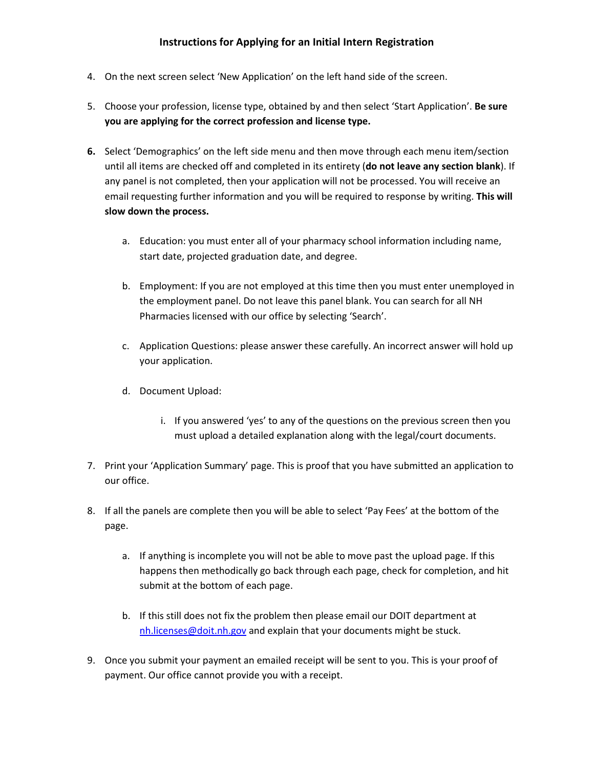## Instructions for Applying for an Initial Intern Registration

4. On the next screen select 'New Application' on the left hand side of the screen.

5. Choose your profession, license type, obtained by and then select 'Start Application'. **Be sure you are applying for the correct profession and license type.**

6. Select 'Demographics' on the left side menu and then move through each menu item/section until all items are checked off and completed in its entirety (**do not leave any section blank**). If any panel is not completed, then your application will not be processed. You will receive an email requesting further information and you will be required to response by writing. **This will slow down the process.**

    a. Education: you must enter all of your pharmacy school information including name, start date, projected graduation date, and degree.

    b. Employment: If you are not employed at this time then you must enter unemployed in the employment panel. Do not leave this panel blank. You can search for all NH Pharmacies licensed with our office by selecting 'Search'.

    c. Application Questions: please answer these carefully. An incorrect answer will hold up your application.

    d. Document Upload:

        i. If you answered 'yes' to any of the questions on the previous screen then you must upload a detailed explanation along with the legal/court documents.

7. Print your 'Application Summary' page. This is proof that you have submitted an application to our office.

8. If all the panels are complete then you will be able to select 'Pay Fees' at the bottom of the page.

    a. If anything is incomplete you will not be able to move past the upload page. If this happens then methodically go back through each page, check for completion, and hit submit at the bottom of each page.

    b. If this still does not fix the problem then please email our DOIT department at nh.licenses@doit.nh.gov and explain that your documents might be stuck.

9. Once you submit your payment an emailed receipt will be sent to you. This is your proof of payment. Our office cannot provide you with a receipt.